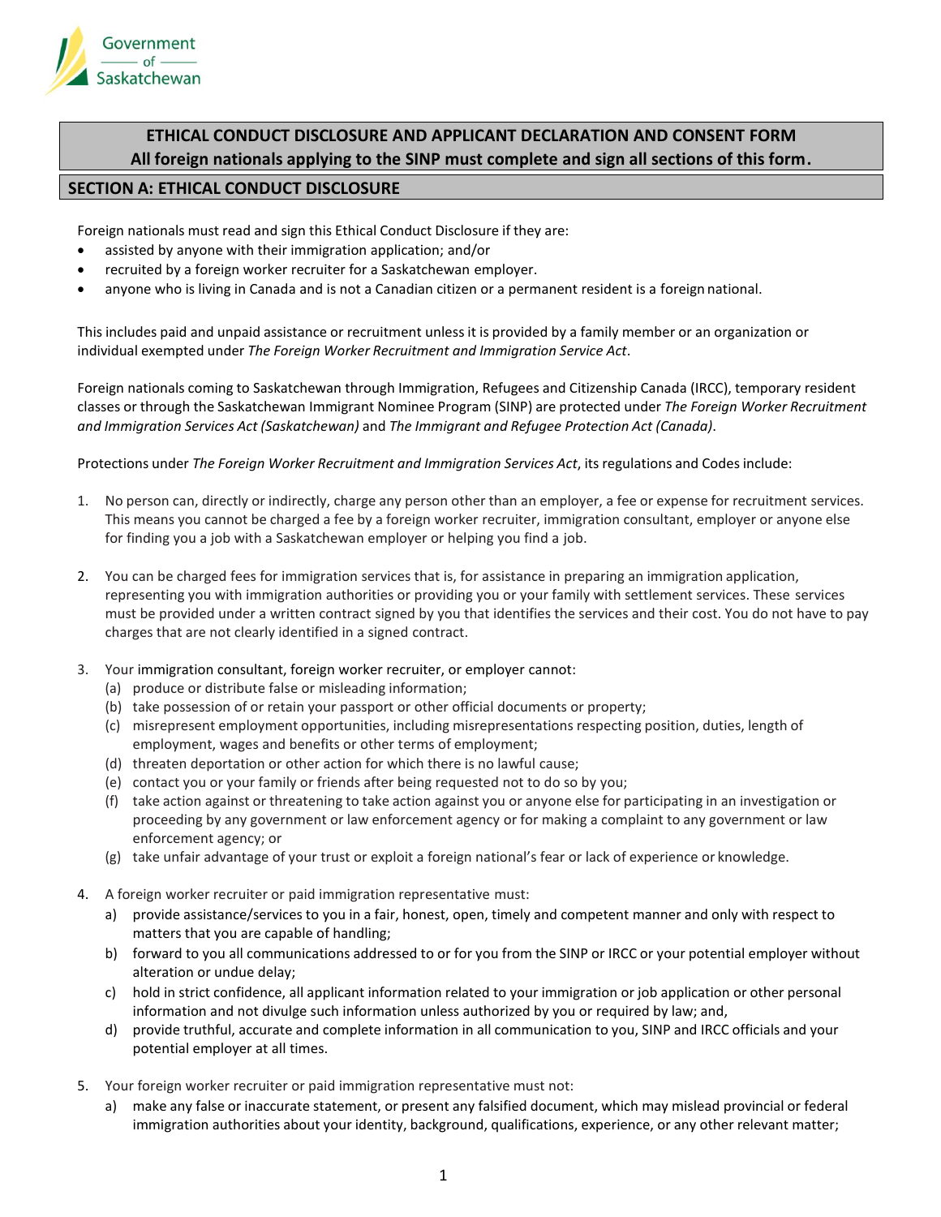Government of Saskatchewan

# ETHICAL CONDUCT DISCLOSURE AND APPLICANT DECLARATION AND CONSENT FORM

**All foreign nationals applying to the SINP must complete and sign all sections of this form.**

## SECTION A: ETHICAL CONDUCT DISCLOSURE

Foreign nationals must read and sign this Ethical Conduct Disclosure if they are:

- assisted by anyone with their immigration application; and/or
- recruited by a foreign worker recruiter for a Saskatchewan employer.
- anyone who is living in Canada and is not a Canadian citizen or a permanent resident is a foreign national.

This includes paid and unpaid assistance or recruitment unless it is provided by a family member or an organization or individual exempted under *The Foreign Worker Recruitment and Immigration Service Act*.

Foreign nationals coming to Saskatchewan through Immigration, Refugees and Citizenship Canada (IRCC), temporary resident classes or through the Saskatchewan Immigrant Nominee Program (SINP) are protected under *The Foreign Worker Recruitment and Immigration Services Act (Saskatchewan)* and *The Immigrant and Refugee Protection Act (Canada)*.

Protections under *The Foreign Worker Recruitment and Immigration Services Act*, its regulations and Codes include:

1. No person can, directly or indirectly, charge any person other than an employer, a fee or expense for recruitment services. This means you cannot be charged a fee by a foreign worker recruiter, immigration consultant, employer or anyone else for finding you a job with a Saskatchewan employer or helping you find a job.

2. You can be charged fees for immigration services that is, for assistance in preparing an immigration application, representing you with immigration authorities or providing you or your family with settlement services. These services must be provided under a written contract signed by you that identifies the services and their cost. You do not have to pay charges that are not clearly identified in a signed contract.

3. Your immigration consultant, foreign worker recruiter, or employer cannot:
   (a) produce or distribute false or misleading information;
   (b) take possession of or retain your passport or other official documents or property;
   (c) misrepresent employment opportunities, including misrepresentations respecting position, duties, length of employment, wages and benefits or other terms of employment;
   (d) threaten deportation or other action for which there is no lawful cause;
   (e) contact you or your family or friends after being requested not to do so by you;
   (f) take action against or threatening to take action against you or anyone else for participating in an investigation or proceeding by any government or law enforcement agency or for making a complaint to any government or law enforcement agency; or
   (g) take unfair advantage of your trust or exploit a foreign national's fear or lack of experience or knowledge.

4. A foreign worker recruiter or paid immigration representative must:
   a) provide assistance/services to you in a fair, honest, open, timely and competent manner and only with respect to matters that you are capable of handling;
   b) forward to you all communications addressed to or for you from the SINP or IRCC or your potential employer without alteration or undue delay;
   c) hold in strict confidence, all applicant information related to your immigration or job application or other personal information and not divulge such information unless authorized by you or required by law; and,
   d) provide truthful, accurate and complete information in all communication to you, SINP and IRCC officials and your potential employer at all times.

5. Your foreign worker recruiter or paid immigration representative must not:
   a) make any false or inaccurate statement, or present any falsified document, which may mislead provincial or federal immigration authorities about your identity, background, qualifications, experience, or any other relevant matter;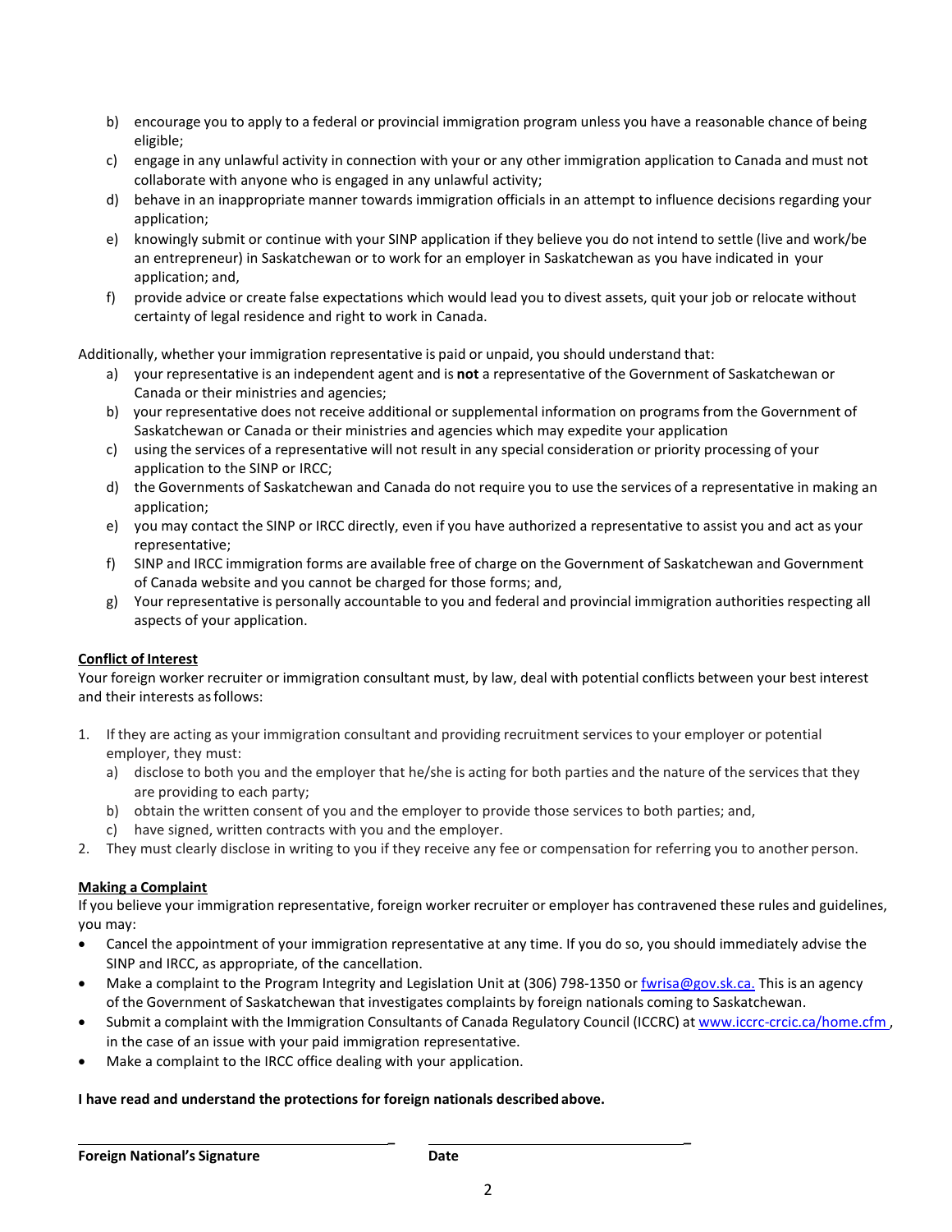b) encourage you to apply to a federal or provincial immigration program unless you have a reasonable chance of being eligible;
c) engage in any unlawful activity in connection with your or any other immigration application to Canada and must not collaborate with anyone who is engaged in any unlawful activity;
d) behave in an inappropriate manner towards immigration officials in an attempt to influence decisions regarding your application;
e) knowingly submit or continue with your SINP application if they believe you do not intend to settle (live and work/be an entrepreneur) in Saskatchewan or to work for an employer in Saskatchewan as you have indicated in your application; and,
f) provide advice or create false expectations which would lead you to divest assets, quit your job or relocate without certainty of legal residence and right to work in Canada.

Additionally, whether your immigration representative is paid or unpaid, you should understand that:

a) your representative is an independent agent and is **not** a representative of the Government of Saskatchewan or Canada or their ministries and agencies;
b) your representative does not receive additional or supplemental information on programs from the Government of Saskatchewan or Canada or their ministries and agencies which may expedite your application
c) using the services of a representative will not result in any special consideration or priority processing of your application to the SINP or IRCC;
d) the Governments of Saskatchewan and Canada do not require you to use the services of a representative in making an application;
e) you may contact the SINP or IRCC directly, even if you have authorized a representative to assist you and act as your representative;
f) SINP and IRCC immigration forms are available free of charge on the Government of Saskatchewan and Government of Canada website and you cannot be charged for those forms; and,
g) Your representative is personally accountable to you and federal and provincial immigration authorities respecting all aspects of your application.

**Conflict of Interest**

Your foreign worker recruiter or immigration consultant must, by law, deal with potential conflicts between your best interest and their interests as follows:

1. If they are acting as your immigration consultant and providing recruitment services to your employer or potential employer, they must:
   a) disclose to both you and the employer that he/she is acting for both parties and the nature of the services that they are providing to each party;
   b) obtain the written consent of you and the employer to provide those services to both parties; and,
   c) have signed, written contracts with you and the employer.
2. They must clearly disclose in writing to you if they receive any fee or compensation for referring you to another person.

**Making a Complaint**

If you believe your immigration representative, foreign worker recruiter or employer has contravened these rules and guidelines, you may:

- Cancel the appointment of your immigration representative at any time. If you do so, you should immediately advise the SINP and IRCC, as appropriate, of the cancellation.
- Make a complaint to the Program Integrity and Legislation Unit at (306) 798-1350 or fwrisa@gov.sk.ca. This is an agency of the Government of Saskatchewan that investigates complaints by foreign nationals coming to Saskatchewan.
- Submit a complaint with the Immigration Consultants of Canada Regulatory Council (ICCRC) at www.iccrc-crcic.ca/home.cfm , in the case of an issue with your paid immigration representative.
- Make a complaint to the IRCC office dealing with your application.

**I have read and understand the protections for foreign nationals described above.**

_______________________________ _______________________________

**Foreign National's Signature** **Date**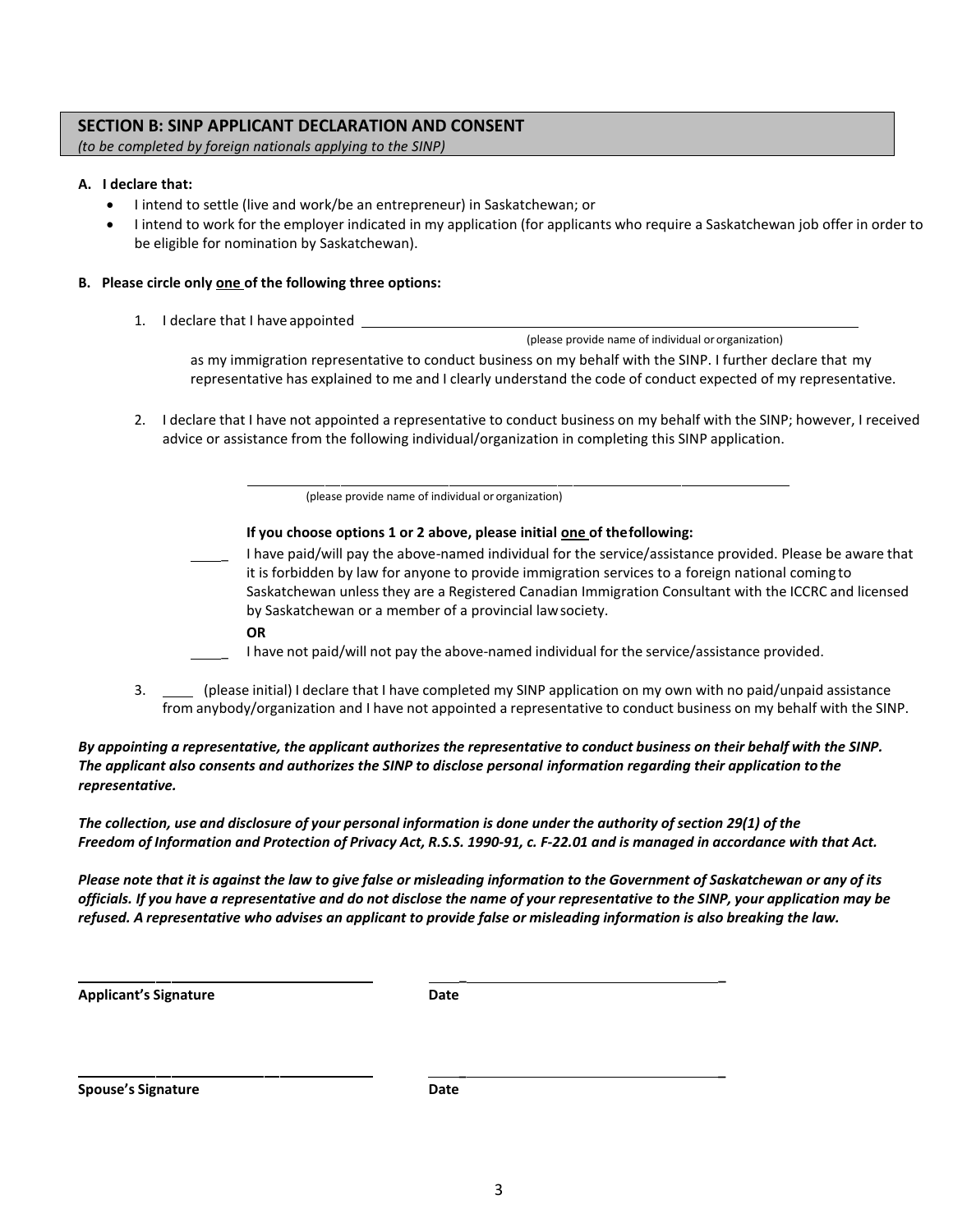## SECTION B: SINP APPLICANT DECLARATION AND CONSENT

*(to be completed by foreign nationals applying to the SINP)*

**A. I declare that:**

- I intend to settle (live and work/be an entrepreneur) in Saskatchewan; or
- I intend to work for the employer indicated in my application (for applicants who require a Saskatchewan job offer in order to be eligible for nomination by Saskatchewan).

**B. Please circle only one of the following three options:**

1. I declare that I have appointed ______________________________________________

   (please provide name of individual or organization)

   as my immigration representative to conduct business on my behalf with the SINP. I further declare that my representative has explained to me and I clearly understand the code of conduct expected of my representative.

2. I declare that I have not appointed a representative to conduct business on my behalf with the SINP; however, I received advice or assistance from the following individual/organization in completing this SINP application.

   ______________________________________________

   (please provide name of individual or organization)

   **If you choose options 1 or 2 above, please initial one of the following:**

   ____ I have paid/will pay the above-named individual for the service/assistance provided. Please be aware that it is forbidden by law for anyone to provide immigration services to a foreign national coming to Saskatchewan unless they are a Registered Canadian Immigration Consultant with the ICCRC and licensed by Saskatchewan or a member of a provincial law society.

   **OR**

   ____ I have not paid/will not pay the above-named individual for the service/assistance provided.

3. ____ (please initial) I declare that I have completed my SINP application on my own with no paid/unpaid assistance from anybody/organization and I have not appointed a representative to conduct business on my behalf with the SINP.

***By appointing a representative, the applicant authorizes the representative to conduct business on their behalf with the SINP. The applicant also consents and authorizes the SINP to disclose personal information regarding their application to the representative.***

***The collection, use and disclosure of your personal information is done under the authority of section 29(1) of the Freedom of Information and Protection of Privacy Act, R.S.S. 1990-91, c. F-22.01 and is managed in accordance with that Act.***

***Please note that it is against the law to give false or misleading information to the Government of Saskatchewan or any of its officials. If you have a representative and do not disclose the name of your representative to the SINP, your application may be refused. A representative who advises an applicant to provide false or misleading information is also breaking the law.***

______________________________ ______________________________

**Applicant's Signature** **Date**

______________________________ ______________________________

**Spouse's Signature** **Date**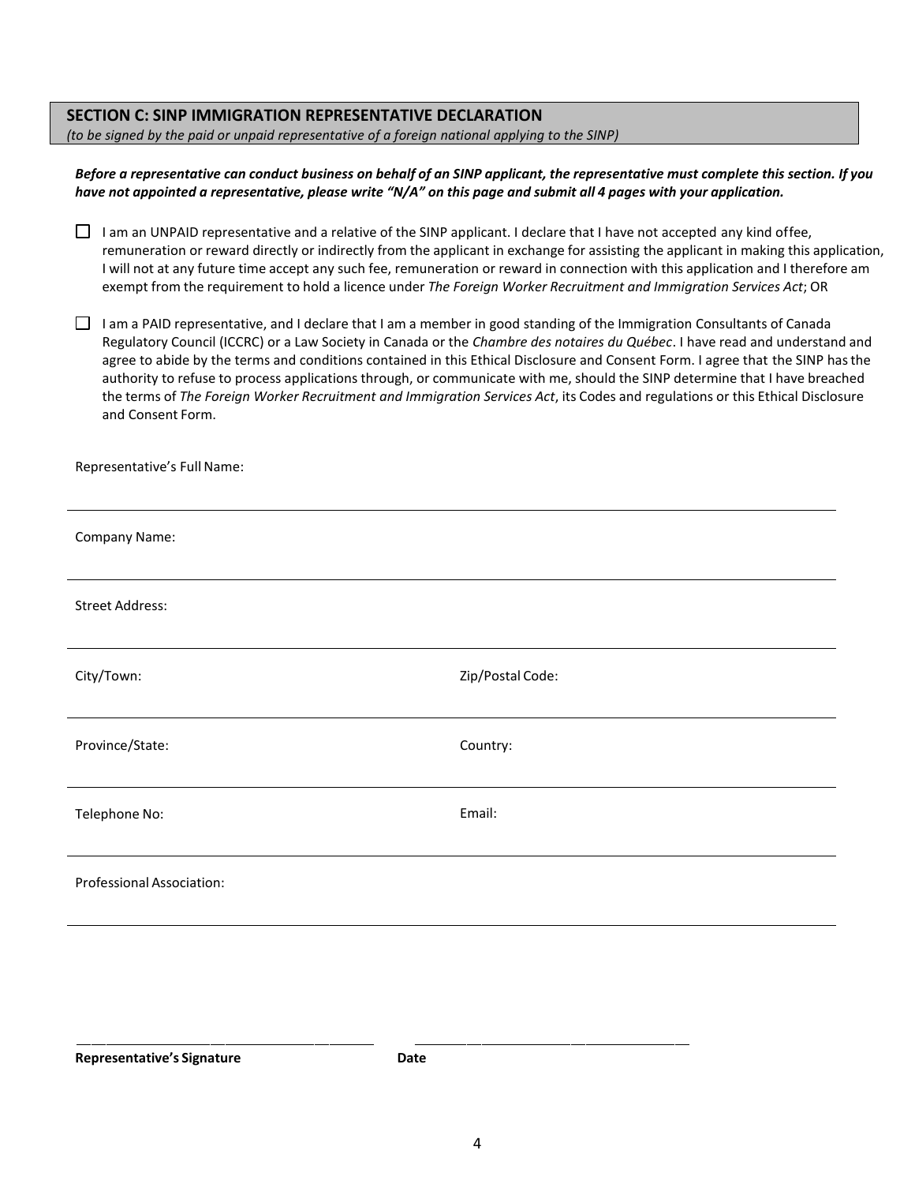## SECTION C: SINP IMMIGRATION REPRESENTATIVE DECLARATION

*(to be signed by the paid or unpaid representative of a foreign national applying to the SINP)*

***Before a representative can conduct business on behalf of an SINP applicant, the representative must complete this section. If you have not appointed a representative, please write "N/A" on this page and submit all 4 pages with your application.***

☐ I am an UNPAID representative and a relative of the SINP applicant. I declare that I have not accepted any kind offee, remuneration or reward directly or indirectly from the applicant in exchange for assisting the applicant in making this application, I will not at any future time accept any such fee, remuneration or reward in connection with this application and I therefore am exempt from the requirement to hold a licence under *The Foreign Worker Recruitment and Immigration Services Act*; OR

☐ I am a PAID representative, and I declare that I am a member in good standing of the Immigration Consultants of Canada Regulatory Council (ICCRC) or a Law Society in Canada or the *Chambre des notaires du Québec*. I have read and understand and agree to abide by the terms and conditions contained in this Ethical Disclosure and Consent Form. I agree that the SINP has the authority to refuse to process applications through, or communicate with me, should the SINP determine that I have breached the terms of *The Foreign Worker Recruitment and Immigration Services Act*, its Codes and regulations or this Ethical Disclosure and Consent Form.

Representative's Full Name:

Company Name:

Street Address:

City/Town: Zip/Postal Code:

Province/State: Country:

Telephone No: Email:

Professional Association:

**Representative's Signature** **Date**